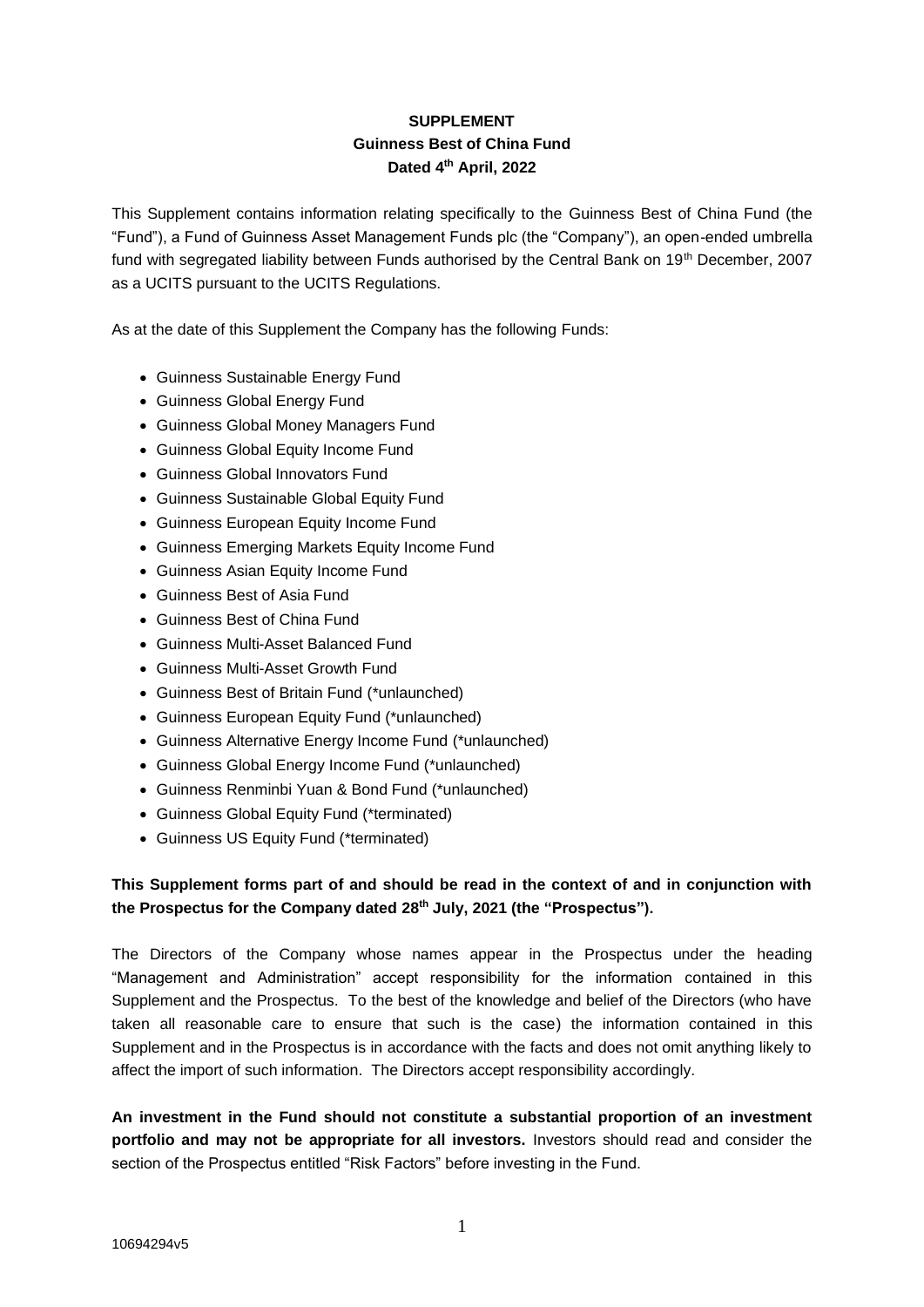**SUPPLEMENT**
**Guinness Best of China Fund**
**Dated 4th April, 2022**

This Supplement contains information relating specifically to the Guinness Best of China Fund (the "Fund"), a Fund of Guinness Asset Management Funds plc (the "Company"), an open-ended umbrella fund with segregated liability between Funds authorised by the Central Bank on 19th December, 2007 as a UCITS pursuant to the UCITS Regulations.

As at the date of this Supplement the Company has the following Funds:

- Guinness Sustainable Energy Fund
- Guinness Global Energy Fund
- Guinness Global Money Managers Fund
- Guinness Global Equity Income Fund
- Guinness Global Innovators Fund
- Guinness Sustainable Global Equity Fund
- Guinness European Equity Income Fund
- Guinness Emerging Markets Equity Income Fund
- Guinness Asian Equity Income Fund
- Guinness Best of Asia Fund
- Guinness Best of China Fund
- Guinness Multi-Asset Balanced Fund
- Guinness Multi-Asset Growth Fund
- Guinness Best of Britain Fund (*unlaunched)
- Guinness European Equity Fund (*unlaunched)
- Guinness Alternative Energy Income Fund (*unlaunched)
- Guinness Global Energy Income Fund (*unlaunched)
- Guinness Renminbi Yuan & Bond Fund (*unlaunched)
- Guinness Global Equity Fund (*terminated)
- Guinness US Equity Fund (*terminated)

**This Supplement forms part of and should be read in the context of and in conjunction with the Prospectus for the Company dated 28th July, 2021 (the "Prospectus").**

The Directors of the Company whose names appear in the Prospectus under the heading "Management and Administration" accept responsibility for the information contained in this Supplement and the Prospectus. To the best of the knowledge and belief of the Directors (who have taken all reasonable care to ensure that such is the case) the information contained in this Supplement and in the Prospectus is in accordance with the facts and does not omit anything likely to affect the import of such information. The Directors accept responsibility accordingly.

**An investment in the Fund should not constitute a substantial proportion of an investment portfolio and may not be appropriate for all investors.** Investors should read and consider the section of the Prospectus entitled "Risk Factors" before investing in the Fund.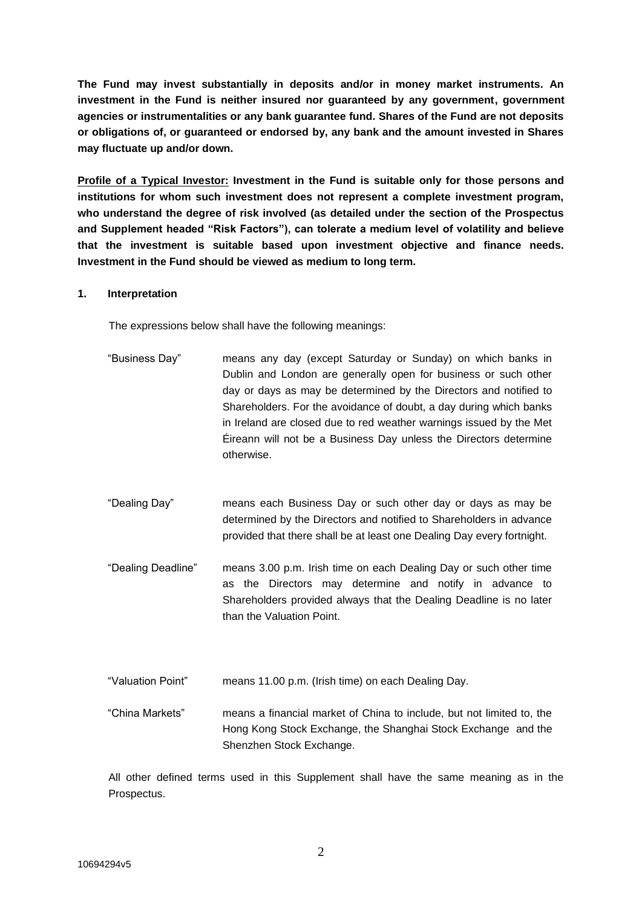**The Fund may invest substantially in deposits and/or in money market instruments. An investment in the Fund is neither insured nor guaranteed by any government, government agencies or instrumentalities or any bank guarantee fund. Shares of the Fund are not deposits or obligations of, or guaranteed or endorsed by, any bank and the amount invested in Shares may fluctuate up and/or down.**

**<u>Profile of a Typical Investor:</u> Investment in the Fund is suitable only for those persons and institutions for whom such investment does not represent a complete investment program, who understand the degree of risk involved (as detailed under the section of the Prospectus and Supplement headed "Risk Factors"), can tolerate a medium level of volatility and believe that the investment is suitable based upon investment objective and finance needs. Investment in the Fund should be viewed as medium to long term.**

## 1. Interpretation

The expressions below shall have the following meanings:

| | |
|---|---|
| "Business Day" | means any day (except Saturday or Sunday) on which banks in Dublin and London are generally open for business or such other day or days as may be determined by the Directors and notified to Shareholders. For the avoidance of doubt, a day during which banks in Ireland are closed due to red weather warnings issued by the Met Éireann will not be a Business Day unless the Directors determine otherwise. |
| "Dealing Day" | means each Business Day or such other day or days as may be determined by the Directors and notified to Shareholders in advance provided that there shall be at least one Dealing Day every fortnight. |
| "Dealing Deadline" | means 3.00 p.m. Irish time on each Dealing Day or such other time as the Directors may determine and notify in advance to Shareholders provided always that the Dealing Deadline is no later than the Valuation Point. |
| "Valuation Point" | means 11.00 p.m. (Irish time) on each Dealing Day. |
| "China Markets" | means a financial market of China to include, but not limited to, the Hong Kong Stock Exchange, the Shanghai Stock Exchange and the Shenzhen Stock Exchange. |

All other defined terms used in this Supplement shall have the same meaning as in the Prospectus.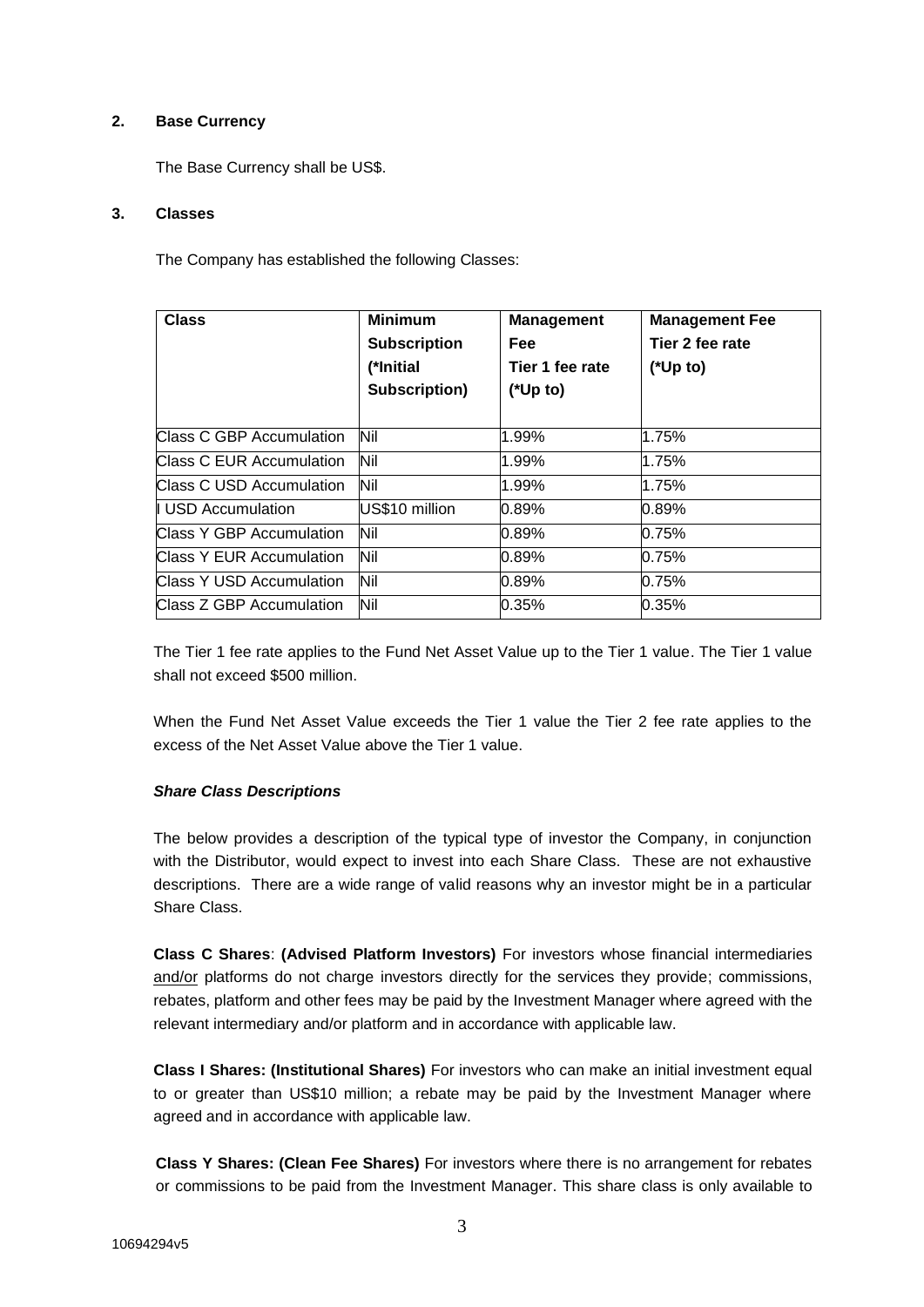## 2. Base Currency

The Base Currency shall be US$.

## 3. Classes

The Company has established the following Classes:

| Class | Minimum Subscription (*Initial Subscription) | Management Fee Tier 1 fee rate (*Up to) | Management Fee Tier 2 fee rate (*Up to) |
|---|---|---|---|
| Class C GBP Accumulation | Nil | 1.99% | 1.75% |
| Class C EUR Accumulation | Nil | 1.99% | 1.75% |
| Class C USD Accumulation | Nil | 1.99% | 1.75% |
| I USD Accumulation | US$10 million | 0.89% | 0.89% |
| Class Y GBP Accumulation | Nil | 0.89% | 0.75% |
| Class Y EUR Accumulation | Nil | 0.89% | 0.75% |
| Class Y USD Accumulation | Nil | 0.89% | 0.75% |
| Class Z GBP Accumulation | Nil | 0.35% | 0.35% |

The Tier 1 fee rate applies to the Fund Net Asset Value up to the Tier 1 value. The Tier 1 value shall not exceed $500 million.

When the Fund Net Asset Value exceeds the Tier 1 value the Tier 2 fee rate applies to the excess of the Net Asset Value above the Tier 1 value.

***Share Class Descriptions***

The below provides a description of the typical type of investor the Company, in conjunction with the Distributor, would expect to invest into each Share Class. These are not exhaustive descriptions. There are a wide range of valid reasons why an investor might be in a particular Share Class.

**Class C Shares**: **(Advised Platform Investors)** For investors whose financial intermediaries and/or platforms do not charge investors directly for the services they provide; commissions, rebates, platform and other fees may be paid by the Investment Manager where agreed with the relevant intermediary and/or platform and in accordance with applicable law.

**Class I Shares: (Institutional Shares)** For investors who can make an initial investment equal to or greater than US$10 million; a rebate may be paid by the Investment Manager where agreed and in accordance with applicable law.

**Class Y Shares: (Clean Fee Shares)** For investors where there is no arrangement for rebates or commissions to be paid from the Investment Manager. This share class is only available to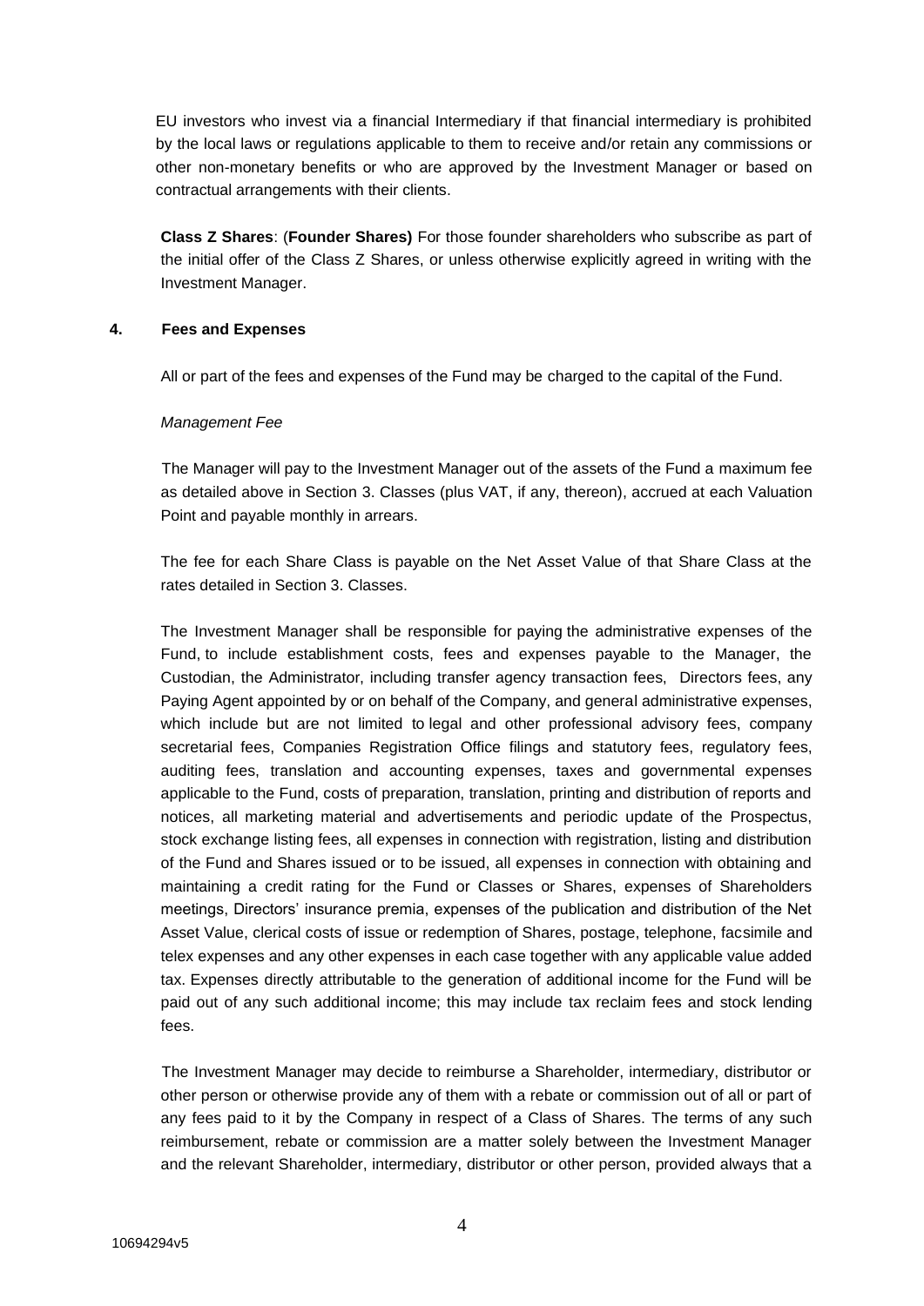EU investors who invest via a financial Intermediary if that financial intermediary is prohibited by the local laws or regulations applicable to them to receive and/or retain any commissions or other non-monetary benefits or who are approved by the Investment Manager or based on contractual arrangements with their clients.

**Class Z Shares**: (**Founder Shares)** For those founder shareholders who subscribe as part of the initial offer of the Class Z Shares, or unless otherwise explicitly agreed in writing with the Investment Manager.

## 4. Fees and Expenses

All or part of the fees and expenses of the Fund may be charged to the capital of the Fund.

*Management Fee*

The Manager will pay to the Investment Manager out of the assets of the Fund a maximum fee as detailed above in Section 3. Classes (plus VAT, if any, thereon), accrued at each Valuation Point and payable monthly in arrears.

The fee for each Share Class is payable on the Net Asset Value of that Share Class at the rates detailed in Section 3. Classes.

The Investment Manager shall be responsible for paying the administrative expenses of the Fund, to include establishment costs, fees and expenses payable to the Manager, the Custodian, the Administrator, including transfer agency transaction fees, Directors fees, any Paying Agent appointed by or on behalf of the Company, and general administrative expenses, which include but are not limited to legal and other professional advisory fees, company secretarial fees, Companies Registration Office filings and statutory fees, regulatory fees, auditing fees, translation and accounting expenses, taxes and governmental expenses applicable to the Fund, costs of preparation, translation, printing and distribution of reports and notices, all marketing material and advertisements and periodic update of the Prospectus, stock exchange listing fees, all expenses in connection with registration, listing and distribution of the Fund and Shares issued or to be issued, all expenses in connection with obtaining and maintaining a credit rating for the Fund or Classes or Shares, expenses of Shareholders meetings, Directors' insurance premia, expenses of the publication and distribution of the Net Asset Value, clerical costs of issue or redemption of Shares, postage, telephone, facsimile and telex expenses and any other expenses in each case together with any applicable value added tax. Expenses directly attributable to the generation of additional income for the Fund will be paid out of any such additional income; this may include tax reclaim fees and stock lending fees.

The Investment Manager may decide to reimburse a Shareholder, intermediary, distributor or other person or otherwise provide any of them with a rebate or commission out of all or part of any fees paid to it by the Company in respect of a Class of Shares. The terms of any such reimbursement, rebate or commission are a matter solely between the Investment Manager and the relevant Shareholder, intermediary, distributor or other person, provided always that a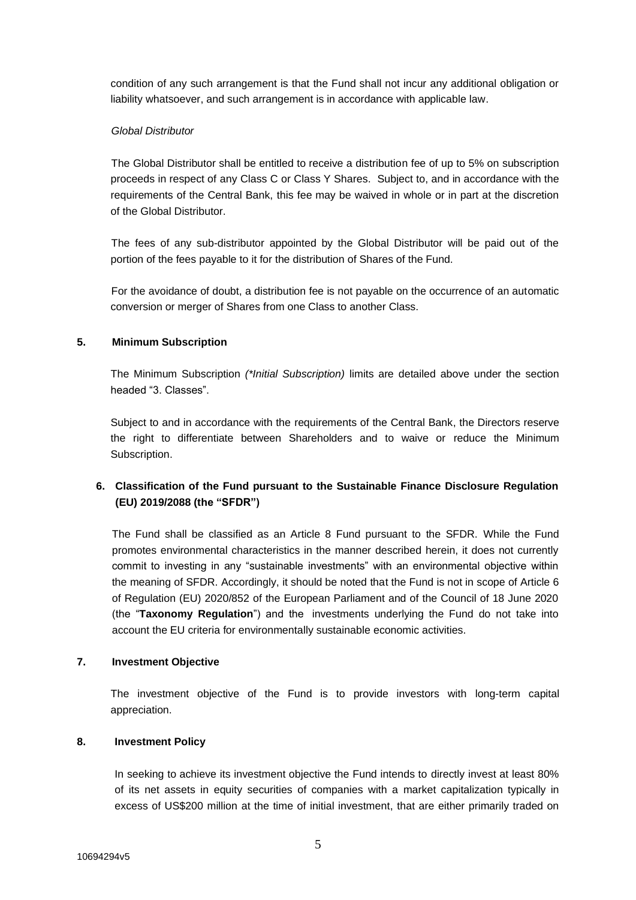condition of any such arrangement is that the Fund shall not incur any additional obligation or liability whatsoever, and such arrangement is in accordance with applicable law.

*Global Distributor*

The Global Distributor shall be entitled to receive a distribution fee of up to 5% on subscription proceeds in respect of any Class C or Class Y Shares. Subject to, and in accordance with the requirements of the Central Bank, this fee may be waived in whole or in part at the discretion of the Global Distributor.

The fees of any sub-distributor appointed by the Global Distributor will be paid out of the portion of the fees payable to it for the distribution of Shares of the Fund.

For the avoidance of doubt, a distribution fee is not payable on the occurrence of an automatic conversion or merger of Shares from one Class to another Class.

## 5. Minimum Subscription

The Minimum Subscription *(*Initial Subscription)* limits are detailed above under the section headed "3. Classes".

Subject to and in accordance with the requirements of the Central Bank, the Directors reserve the right to differentiate between Shareholders and to waive or reduce the Minimum Subscription.

## 6. Classification of the Fund pursuant to the Sustainable Finance Disclosure Regulation (EU) 2019/2088 (the "SFDR")

The Fund shall be classified as an Article 8 Fund pursuant to the SFDR. While the Fund promotes environmental characteristics in the manner described herein, it does not currently commit to investing in any "sustainable investments" with an environmental objective within the meaning of SFDR. Accordingly, it should be noted that the Fund is not in scope of Article 6 of Regulation (EU) 2020/852 of the European Parliament and of the Council of 18 June 2020 (the "**Taxonomy Regulation**") and the investments underlying the Fund do not take into account the EU criteria for environmentally sustainable economic activities.

## 7. Investment Objective

The investment objective of the Fund is to provide investors with long-term capital appreciation.

## 8. Investment Policy

In seeking to achieve its investment objective the Fund intends to directly invest at least 80% of its net assets in equity securities of companies with a market capitalization typically in excess of US$200 million at the time of initial investment, that are either primarily traded on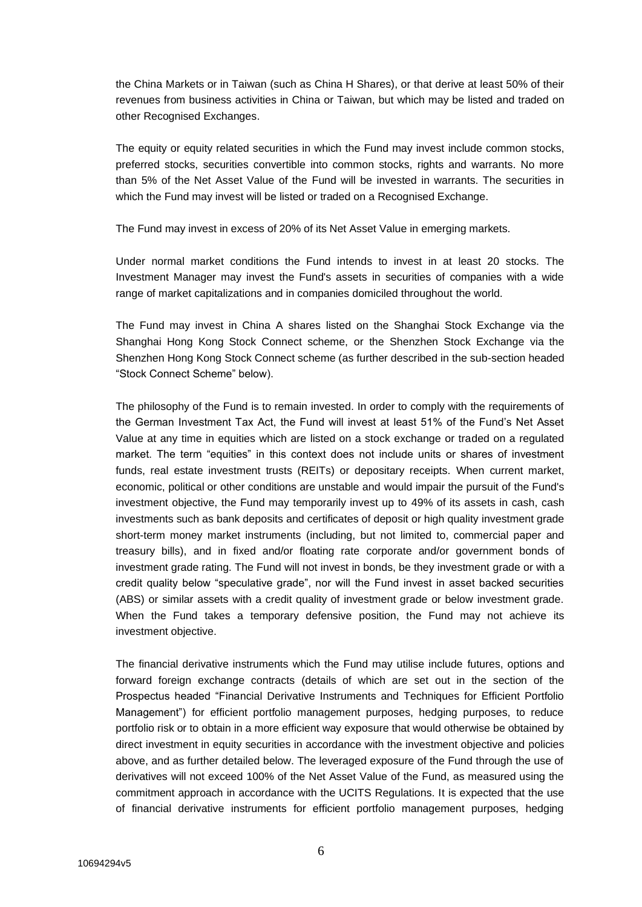the China Markets or in Taiwan (such as China H Shares), or that derive at least 50% of their revenues from business activities in China or Taiwan, but which may be listed and traded on other Recognised Exchanges.

The equity or equity related securities in which the Fund may invest include common stocks, preferred stocks, securities convertible into common stocks, rights and warrants. No more than 5% of the Net Asset Value of the Fund will be invested in warrants. The securities in which the Fund may invest will be listed or traded on a Recognised Exchange.

The Fund may invest in excess of 20% of its Net Asset Value in emerging markets.

Under normal market conditions the Fund intends to invest in at least 20 stocks. The Investment Manager may invest the Fund's assets in securities of companies with a wide range of market capitalizations and in companies domiciled throughout the world.

The Fund may invest in China A shares listed on the Shanghai Stock Exchange via the Shanghai Hong Kong Stock Connect scheme, or the Shenzhen Stock Exchange via the Shenzhen Hong Kong Stock Connect scheme (as further described in the sub-section headed "Stock Connect Scheme" below).

The philosophy of the Fund is to remain invested. In order to comply with the requirements of the German Investment Tax Act, the Fund will invest at least 51% of the Fund's Net Asset Value at any time in equities which are listed on a stock exchange or traded on a regulated market. The term "equities" in this context does not include units or shares of investment funds, real estate investment trusts (REITs) or depositary receipts. When current market, economic, political or other conditions are unstable and would impair the pursuit of the Fund's investment objective, the Fund may temporarily invest up to 49% of its assets in cash, cash investments such as bank deposits and certificates of deposit or high quality investment grade short-term money market instruments (including, but not limited to, commercial paper and treasury bills), and in fixed and/or floating rate corporate and/or government bonds of investment grade rating. The Fund will not invest in bonds, be they investment grade or with a credit quality below "speculative grade", nor will the Fund invest in asset backed securities (ABS) or similar assets with a credit quality of investment grade or below investment grade. When the Fund takes a temporary defensive position, the Fund may not achieve its investment objective.

The financial derivative instruments which the Fund may utilise include futures, options and forward foreign exchange contracts (details of which are set out in the section of the Prospectus headed "Financial Derivative Instruments and Techniques for Efficient Portfolio Management") for efficient portfolio management purposes, hedging purposes, to reduce portfolio risk or to obtain in a more efficient way exposure that would otherwise be obtained by direct investment in equity securities in accordance with the investment objective and policies above, and as further detailed below. The leveraged exposure of the Fund through the use of derivatives will not exceed 100% of the Net Asset Value of the Fund, as measured using the commitment approach in accordance with the UCITS Regulations. It is expected that the use of financial derivative instruments for efficient portfolio management purposes, hedging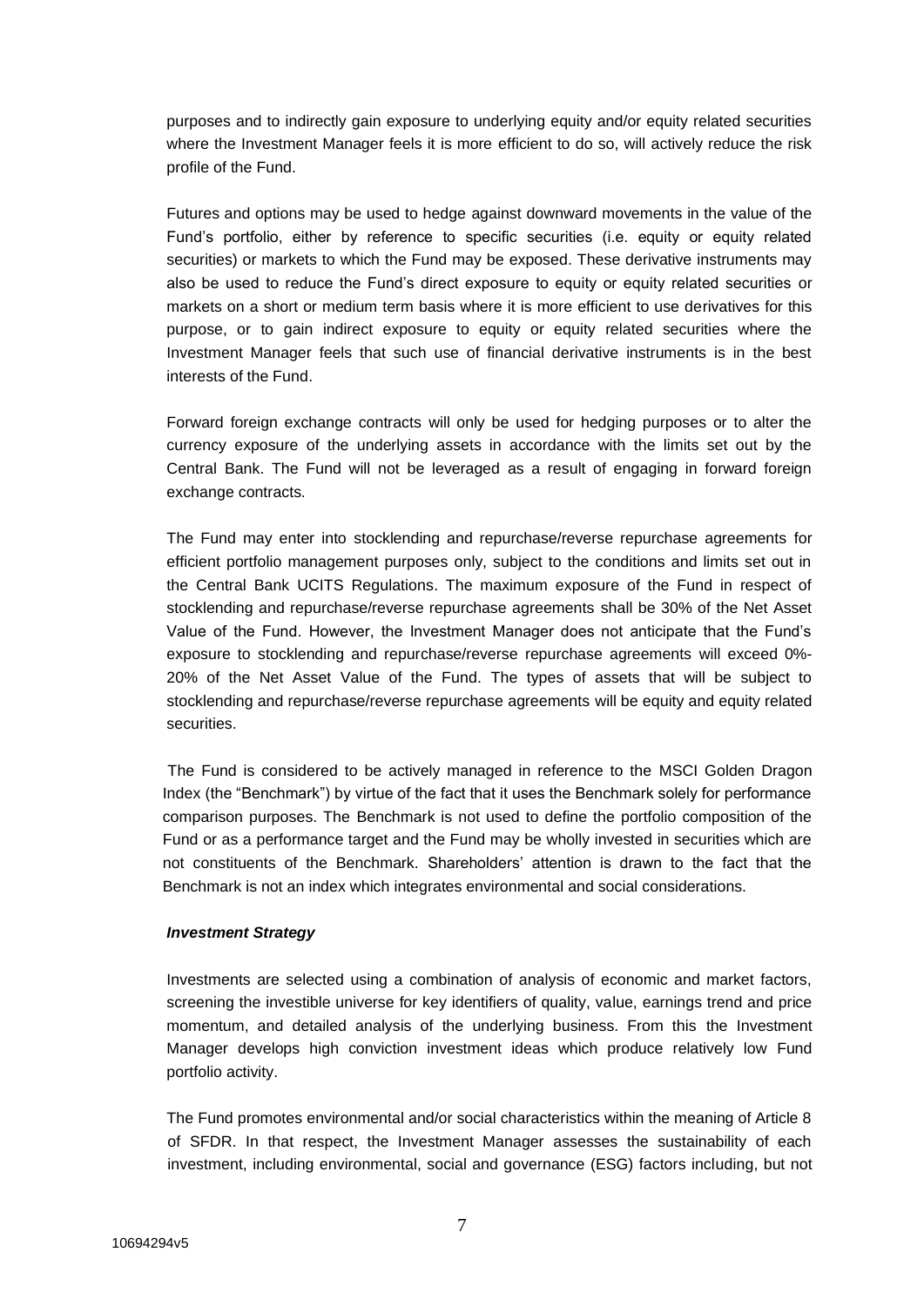purposes and to indirectly gain exposure to underlying equity and/or equity related securities where the Investment Manager feels it is more efficient to do so, will actively reduce the risk profile of the Fund.

Futures and options may be used to hedge against downward movements in the value of the Fund's portfolio, either by reference to specific securities (i.e. equity or equity related securities) or markets to which the Fund may be exposed. These derivative instruments may also be used to reduce the Fund's direct exposure to equity or equity related securities or markets on a short or medium term basis where it is more efficient to use derivatives for this purpose, or to gain indirect exposure to equity or equity related securities where the Investment Manager feels that such use of financial derivative instruments is in the best interests of the Fund.

Forward foreign exchange contracts will only be used for hedging purposes or to alter the currency exposure of the underlying assets in accordance with the limits set out by the Central Bank. The Fund will not be leveraged as a result of engaging in forward foreign exchange contracts.

The Fund may enter into stocklending and repurchase/reverse repurchase agreements for efficient portfolio management purposes only, subject to the conditions and limits set out in the Central Bank UCITS Regulations. The maximum exposure of the Fund in respect of stocklending and repurchase/reverse repurchase agreements shall be 30% of the Net Asset Value of the Fund. However, the Investment Manager does not anticipate that the Fund's exposure to stocklending and repurchase/reverse repurchase agreements will exceed 0%-20% of the Net Asset Value of the Fund. The types of assets that will be subject to stocklending and repurchase/reverse repurchase agreements will be equity and equity related securities.

The Fund is considered to be actively managed in reference to the MSCI Golden Dragon Index (the "Benchmark") by virtue of the fact that it uses the Benchmark solely for performance comparison purposes. The Benchmark is not used to define the portfolio composition of the Fund or as a performance target and the Fund may be wholly invested in securities which are not constituents of the Benchmark. Shareholders' attention is drawn to the fact that the Benchmark is not an index which integrates environmental and social considerations.

***Investment Strategy***

Investments are selected using a combination of analysis of economic and market factors, screening the investible universe for key identifiers of quality, value, earnings trend and price momentum, and detailed analysis of the underlying business. From this the Investment Manager develops high conviction investment ideas which produce relatively low Fund portfolio activity.

The Fund promotes environmental and/or social characteristics within the meaning of Article 8 of SFDR. In that respect, the Investment Manager assesses the sustainability of each investment, including environmental, social and governance (ESG) factors including, but not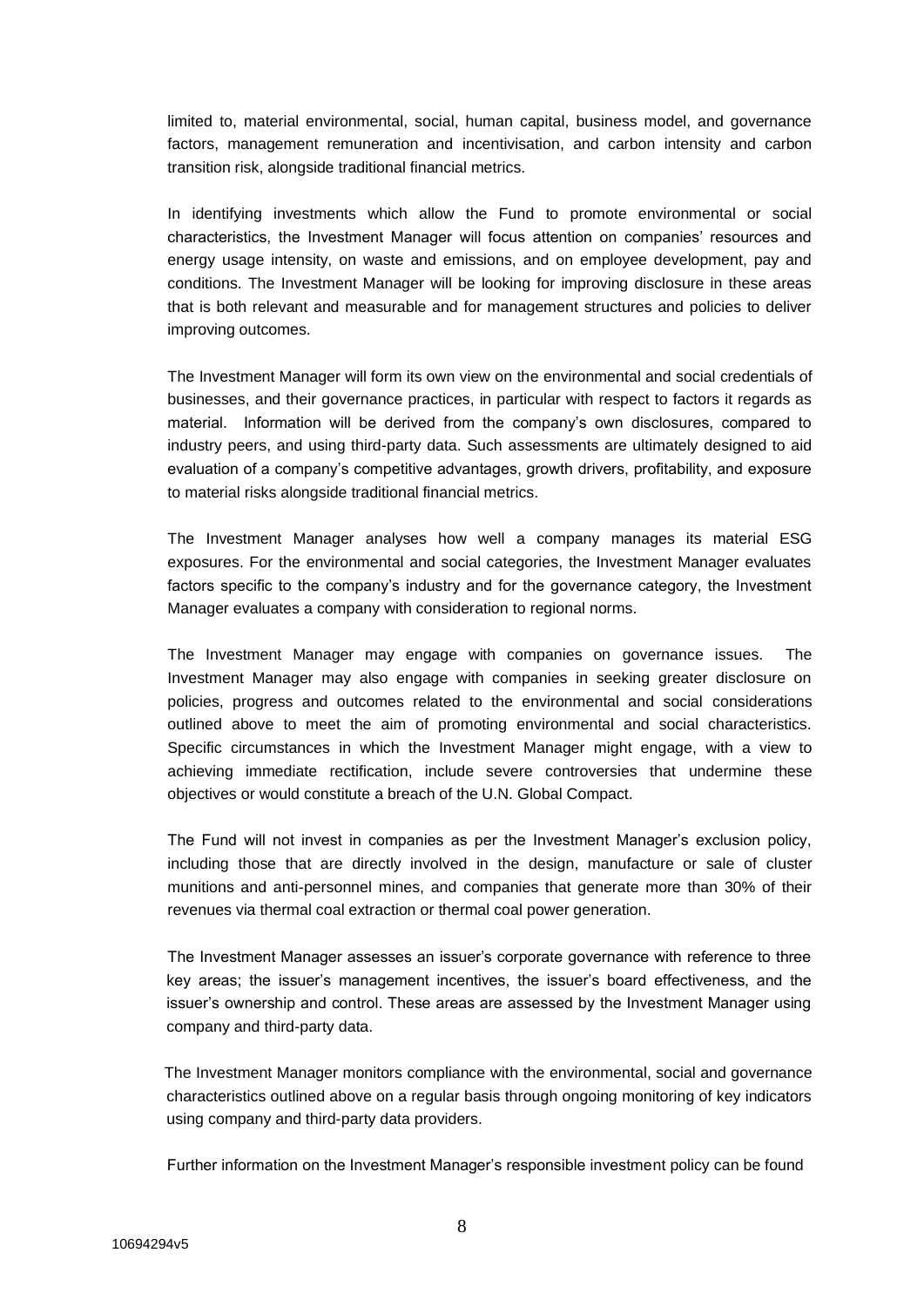limited to, material environmental, social, human capital, business model, and governance factors, management remuneration and incentivisation, and carbon intensity and carbon transition risk, alongside traditional financial metrics.

In identifying investments which allow the Fund to promote environmental or social characteristics, the Investment Manager will focus attention on companies' resources and energy usage intensity, on waste and emissions, and on employee development, pay and conditions. The Investment Manager will be looking for improving disclosure in these areas that is both relevant and measurable and for management structures and policies to deliver improving outcomes.

The Investment Manager will form its own view on the environmental and social credentials of businesses, and their governance practices, in particular with respect to factors it regards as material. Information will be derived from the company's own disclosures, compared to industry peers, and using third-party data. Such assessments are ultimately designed to aid evaluation of a company's competitive advantages, growth drivers, profitability, and exposure to material risks alongside traditional financial metrics.

The Investment Manager analyses how well a company manages its material ESG exposures. For the environmental and social categories, the Investment Manager evaluates factors specific to the company's industry and for the governance category, the Investment Manager evaluates a company with consideration to regional norms.

The Investment Manager may engage with companies on governance issues. The Investment Manager may also engage with companies in seeking greater disclosure on policies, progress and outcomes related to the environmental and social considerations outlined above to meet the aim of promoting environmental and social characteristics. Specific circumstances in which the Investment Manager might engage, with a view to achieving immediate rectification, include severe controversies that undermine these objectives or would constitute a breach of the U.N. Global Compact.

The Fund will not invest in companies as per the Investment Manager's exclusion policy, including those that are directly involved in the design, manufacture or sale of cluster munitions and anti-personnel mines, and companies that generate more than 30% of their revenues via thermal coal extraction or thermal coal power generation.

The Investment Manager assesses an issuer's corporate governance with reference to three key areas; the issuer's management incentives, the issuer's board effectiveness, and the issuer's ownership and control. These areas are assessed by the Investment Manager using company and third-party data.

The Investment Manager monitors compliance with the environmental, social and governance characteristics outlined above on a regular basis through ongoing monitoring of key indicators using company and third-party data providers.

Further information on the Investment Manager's responsible investment policy can be found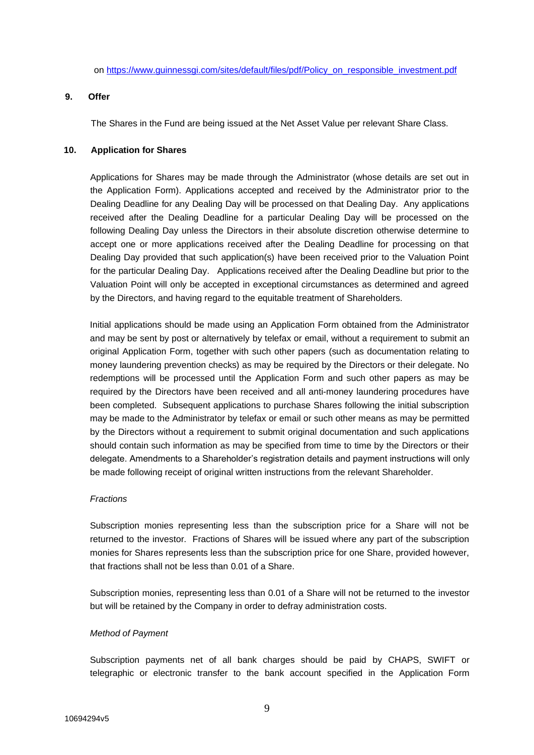on https://www.guinnessgi.com/sites/default/files/pdf/Policy_on_responsible_investment.pdf

## 9. Offer

The Shares in the Fund are being issued at the Net Asset Value per relevant Share Class.

## 10. Application for Shares

Applications for Shares may be made through the Administrator (whose details are set out in the Application Form). Applications accepted and received by the Administrator prior to the Dealing Deadline for any Dealing Day will be processed on that Dealing Day. Any applications received after the Dealing Deadline for a particular Dealing Day will be processed on the following Dealing Day unless the Directors in their absolute discretion otherwise determine to accept one or more applications received after the Dealing Deadline for processing on that Dealing Day provided that such application(s) have been received prior to the Valuation Point for the particular Dealing Day. Applications received after the Dealing Deadline but prior to the Valuation Point will only be accepted in exceptional circumstances as determined and agreed by the Directors, and having regard to the equitable treatment of Shareholders.

Initial applications should be made using an Application Form obtained from the Administrator and may be sent by post or alternatively by telefax or email, without a requirement to submit an original Application Form, together with such other papers (such as documentation relating to money laundering prevention checks) as may be required by the Directors or their delegate. No redemptions will be processed until the Application Form and such other papers as may be required by the Directors have been received and all anti-money laundering procedures have been completed. Subsequent applications to purchase Shares following the initial subscription may be made to the Administrator by telefax or email or such other means as may be permitted by the Directors without a requirement to submit original documentation and such applications should contain such information as may be specified from time to time by the Directors or their delegate. Amendments to a Shareholder's registration details and payment instructions will only be made following receipt of original written instructions from the relevant Shareholder.

*Fractions*

Subscription monies representing less than the subscription price for a Share will not be returned to the investor. Fractions of Shares will be issued where any part of the subscription monies for Shares represents less than the subscription price for one Share, provided however, that fractions shall not be less than 0.01 of a Share.

Subscription monies, representing less than 0.01 of a Share will not be returned to the investor but will be retained by the Company in order to defray administration costs.

*Method of Payment*

Subscription payments net of all bank charges should be paid by CHAPS, SWIFT or telegraphic or electronic transfer to the bank account specified in the Application Form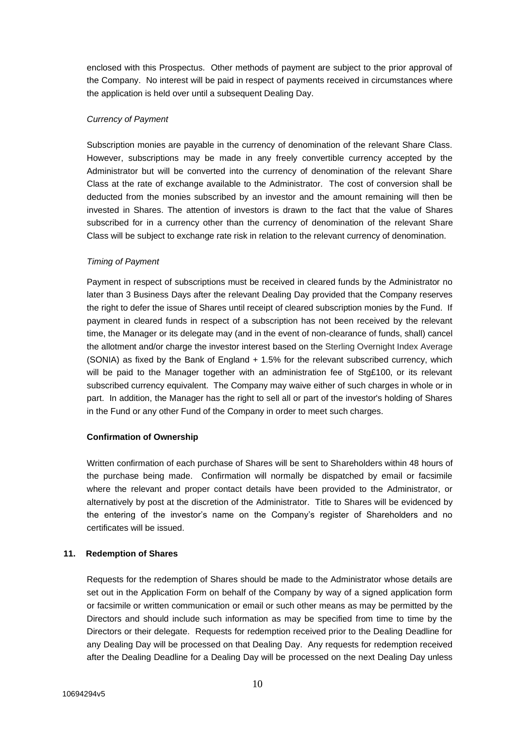enclosed with this Prospectus. Other methods of payment are subject to the prior approval of the Company. No interest will be paid in respect of payments received in circumstances where the application is held over until a subsequent Dealing Day.

*Currency of Payment*

Subscription monies are payable in the currency of denomination of the relevant Share Class. However, subscriptions may be made in any freely convertible currency accepted by the Administrator but will be converted into the currency of denomination of the relevant Share Class at the rate of exchange available to the Administrator. The cost of conversion shall be deducted from the monies subscribed by an investor and the amount remaining will then be invested in Shares. The attention of investors is drawn to the fact that the value of Shares subscribed for in a currency other than the currency of denomination of the relevant Share Class will be subject to exchange rate risk in relation to the relevant currency of denomination.

*Timing of Payment*

Payment in respect of subscriptions must be received in cleared funds by the Administrator no later than 3 Business Days after the relevant Dealing Day provided that the Company reserves the right to defer the issue of Shares until receipt of cleared subscription monies by the Fund. If payment in cleared funds in respect of a subscription has not been received by the relevant time, the Manager or its delegate may (and in the event of non-clearance of funds, shall) cancel the allotment and/or charge the investor interest based on the Sterling Overnight Index Average (SONIA) as fixed by the Bank of England + 1.5% for the relevant subscribed currency, which will be paid to the Manager together with an administration fee of Stg£100, or its relevant subscribed currency equivalent. The Company may waive either of such charges in whole or in part. In addition, the Manager has the right to sell all or part of the investor's holding of Shares in the Fund or any other Fund of the Company in order to meet such charges.

**Confirmation of Ownership**

Written confirmation of each purchase of Shares will be sent to Shareholders within 48 hours of the purchase being made. Confirmation will normally be dispatched by email or facsimile where the relevant and proper contact details have been provided to the Administrator, or alternatively by post at the discretion of the Administrator. Title to Shares will be evidenced by the entering of the investor's name on the Company's register of Shareholders and no certificates will be issued.

## 11. Redemption of Shares

Requests for the redemption of Shares should be made to the Administrator whose details are set out in the Application Form on behalf of the Company by way of a signed application form or facsimile or written communication or email or such other means as may be permitted by the Directors and should include such information as may be specified from time to time by the Directors or their delegate. Requests for redemption received prior to the Dealing Deadline for any Dealing Day will be processed on that Dealing Day. Any requests for redemption received after the Dealing Deadline for a Dealing Day will be processed on the next Dealing Day unless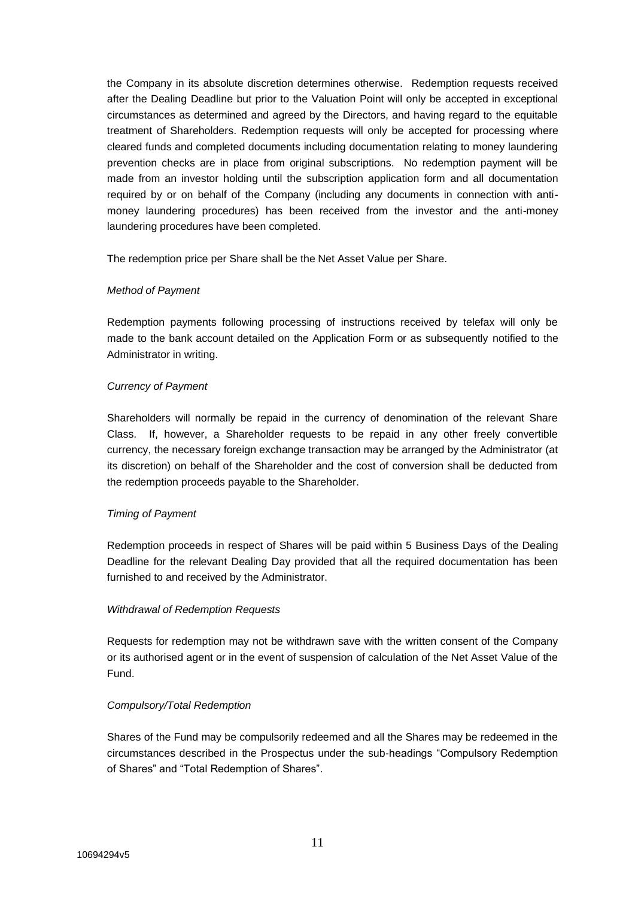the Company in its absolute discretion determines otherwise. Redemption requests received after the Dealing Deadline but prior to the Valuation Point will only be accepted in exceptional circumstances as determined and agreed by the Directors, and having regard to the equitable treatment of Shareholders. Redemption requests will only be accepted for processing where cleared funds and completed documents including documentation relating to money laundering prevention checks are in place from original subscriptions. No redemption payment will be made from an investor holding until the subscription application form and all documentation required by or on behalf of the Company (including any documents in connection with anti-money laundering procedures) has been received from the investor and the anti-money laundering procedures have been completed.

The redemption price per Share shall be the Net Asset Value per Share.

*Method of Payment*

Redemption payments following processing of instructions received by telefax will only be made to the bank account detailed on the Application Form or as subsequently notified to the Administrator in writing.

*Currency of Payment*

Shareholders will normally be repaid in the currency of denomination of the relevant Share Class. If, however, a Shareholder requests to be repaid in any other freely convertible currency, the necessary foreign exchange transaction may be arranged by the Administrator (at its discretion) on behalf of the Shareholder and the cost of conversion shall be deducted from the redemption proceeds payable to the Shareholder.

*Timing of Payment*

Redemption proceeds in respect of Shares will be paid within 5 Business Days of the Dealing Deadline for the relevant Dealing Day provided that all the required documentation has been furnished to and received by the Administrator.

*Withdrawal of Redemption Requests*

Requests for redemption may not be withdrawn save with the written consent of the Company or its authorised agent or in the event of suspension of calculation of the Net Asset Value of the Fund.

*Compulsory/Total Redemption*

Shares of the Fund may be compulsorily redeemed and all the Shares may be redeemed in the circumstances described in the Prospectus under the sub-headings "Compulsory Redemption of Shares" and "Total Redemption of Shares".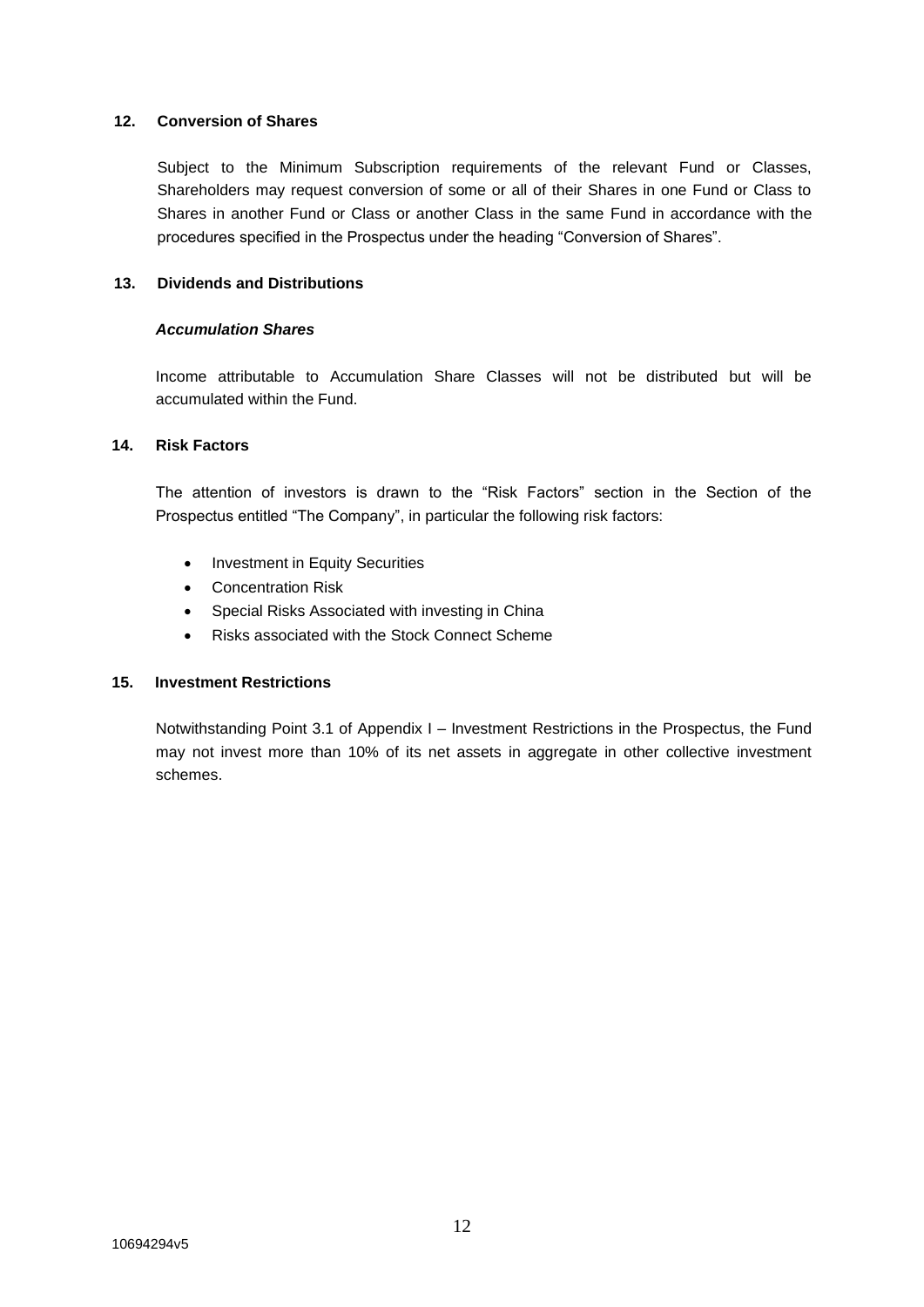## 12. Conversion of Shares

Subject to the Minimum Subscription requirements of the relevant Fund or Classes, Shareholders may request conversion of some or all of their Shares in one Fund or Class to Shares in another Fund or Class or another Class in the same Fund in accordance with the procedures specified in the Prospectus under the heading "Conversion of Shares".

## 13. Dividends and Distributions

***Accumulation Shares***

Income attributable to Accumulation Share Classes will not be distributed but will be accumulated within the Fund.

## 14. Risk Factors

The attention of investors is drawn to the "Risk Factors" section in the Section of the Prospectus entitled "The Company", in particular the following risk factors:

- Investment in Equity Securities
- Concentration Risk
- Special Risks Associated with investing in China
- Risks associated with the Stock Connect Scheme

## 15. Investment Restrictions

Notwithstanding Point 3.1 of Appendix I – Investment Restrictions in the Prospectus, the Fund may not invest more than 10% of its net assets in aggregate in other collective investment schemes.